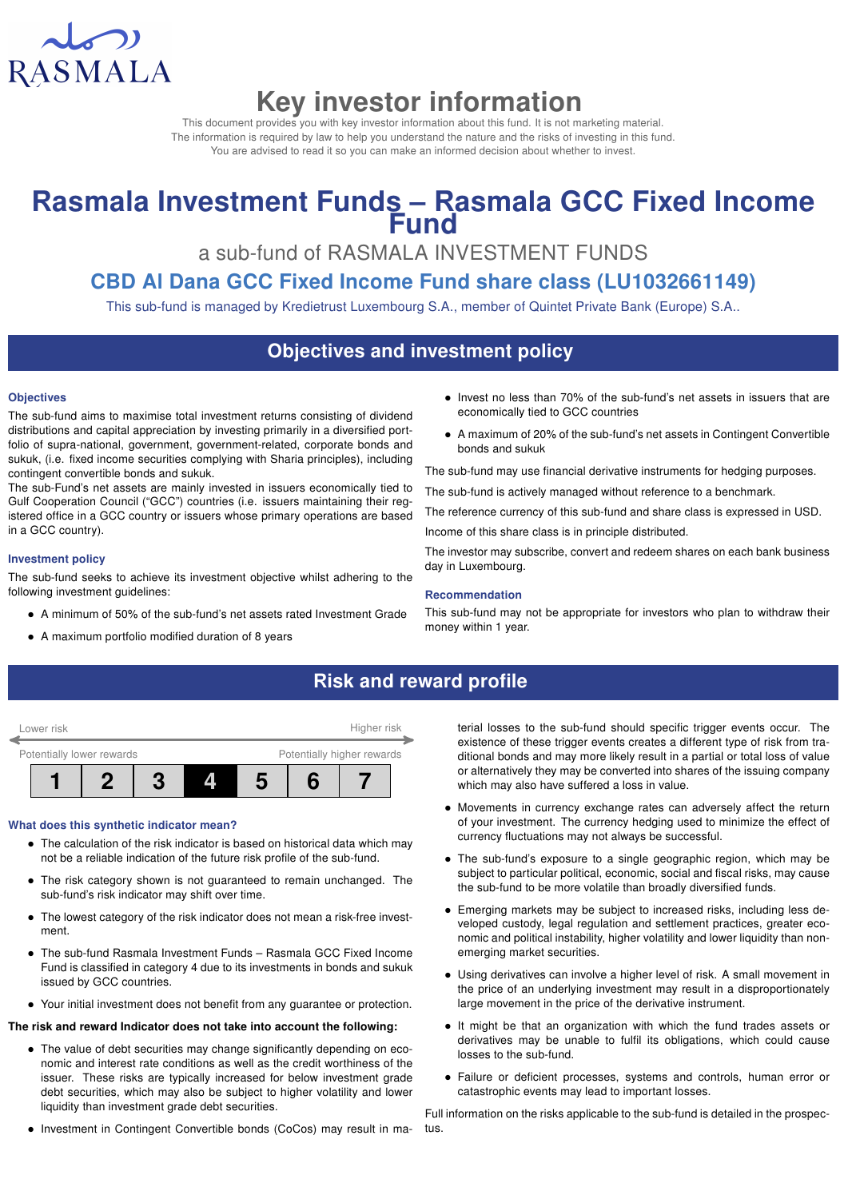RASMALA

# Key investor information

This document provides you with key investor information about this fund. It is not marketing material. The information is required by law to help you understand the nature and the risks of investing in this fund. You are advised to read it so you can make an informed decision about whether to invest.

# Rasmala Investment Funds – Rasmala GCC Fixed Income Fund

a sub-fund of RASMALA INVESTMENT FUNDS

## CBD Al Dana GCC Fixed Income Fund share class (LU1032661149)

This sub-fund is managed by Kredietrust Luxembourg S.A., member of Quintet Private Bank (Europe) S.A..

## Objectives and investment policy

### Objectives

The sub-fund aims to maximise total investment returns consisting of dividend distributions and capital appreciation by investing primarily in a diversified portfolio of supra-national, government, government-related, corporate bonds and sukuk, (i.e. fixed income securities complying with Sharia principles), including contingent convertible bonds and sukuk.

The sub-Fund's net assets are mainly invested in issuers economically tied to Gulf Cooperation Council ("GCC") countries (i.e. issuers maintaining their registered office in a GCC country or issuers whose primary operations are based in a GCC country).

### Investment policy

The sub-fund seeks to achieve its investment objective whilst adhering to the following investment guidelines:

- A minimum of 50% of the sub-fund's net assets rated Investment Grade
- A maximum portfolio modified duration of 8 years
- Invest no less than 70% of the sub-fund's net assets in issuers that are economically tied to GCC countries
- A maximum of 20% of the sub-fund's net assets in Contingent Convertible bonds and sukuk

The sub-fund may use financial derivative instruments for hedging purposes.

The sub-fund is actively managed without reference to a benchmark.

The reference currency of this sub-fund and share class is expressed in USD.

Income of this share class is in principle distributed.

The investor may subscribe, convert and redeem shares on each bank business day in Luxembourg.

### Recommendation

This sub-fund may not be appropriate for investors who plan to withdraw their money within 1 year.

## Risk and reward profile

| Lower risk | | | | | | Higher risk |
|---|---|---|---|---|---|---|
| Potentially lower rewards | | | | | | Potentially higher rewards |
| 1 | 2 | 3 | **4** | 5 | 6 | 7 |

### What does this synthetic indicator mean?

- The calculation of the risk indicator is based on historical data which may not be a reliable indication of the future risk profile of the sub-fund.
- The risk category shown is not guaranteed to remain unchanged. The sub-fund's risk indicator may shift over time.
- The lowest category of the risk indicator does not mean a risk-free investment.
- The sub-fund Rasmala Investment Funds – Rasmala GCC Fixed Income Fund is classified in category 4 due to its investments in bonds and sukuk issued by GCC countries.
- Your initial investment does not benefit from any guarantee or protection.

**The risk and reward Indicator does not take into account the following:**

- The value of debt securities may change significantly depending on economic and interest rate conditions as well as the credit worthiness of the issuer. These risks are typically increased for below investment grade debt securities, which may also be subject to higher volatility and lower liquidity than investment grade debt securities.
- Investment in Contingent Convertible bonds (CoCos) may result in material losses to the sub-fund should specific trigger events occur. The existence of these trigger events creates a different type of risk from traditional bonds and may more likely result in a partial or total loss of value or alternatively they may be converted into shares of the issuing company which may also have suffered a loss in value.
- Movements in currency exchange rates can adversely affect the return of your investment. The currency hedging used to minimize the effect of currency fluctuations may not always be successful.
- The sub-fund's exposure to a single geographic region, which may be subject to particular political, economic, social and fiscal risks, may cause the sub-fund to be more volatile than broadly diversified funds.
- Emerging markets may be subject to increased risks, including less developed custody, legal regulation and settlement practices, greater economic and political instability, higher volatility and lower liquidity than non-emerging market securities.
- Using derivatives can involve a higher level of risk. A small movement in the price of an underlying investment may result in a disproportionately large movement in the price of the derivative instrument.
- It might be that an organization with which the fund trades assets or derivatives may be unable to fulfil its obligations, which could cause losses to the sub-fund.
- Failure or deficient processes, systems and controls, human error or catastrophic events may lead to important losses.

Full information on the risks applicable to the sub-fund is detailed in the prospectus.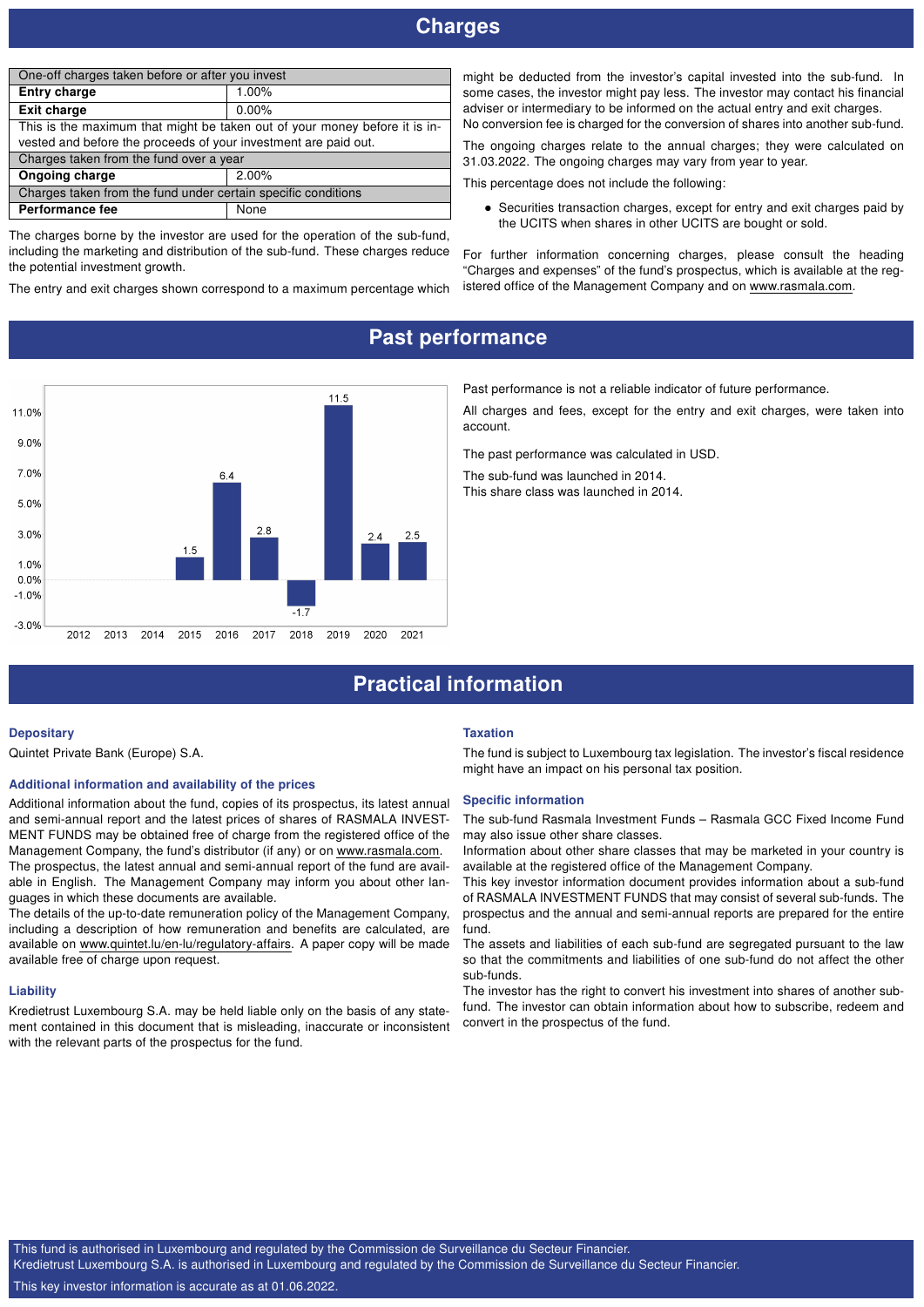## Charges

| One-off charges taken before or after you invest | |
|---|---|
| **Entry charge** | 1.00% |
| **Exit charge** | 0.00% |
| This is the maximum that might be taken out of your money before it is invested and before the proceeds of your investment are paid out. | |
| Charges taken from the fund over a year | |
| **Ongoing charge** | 2.00% |
| Charges taken from the fund under certain specific conditions | |
| **Performance fee** | None |

The charges borne by the investor are used for the operation of the sub-fund, including the marketing and distribution of the sub-fund. These charges reduce the potential investment growth.

The entry and exit charges shown correspond to a maximum percentage which might be deducted from the investor's capital invested into the sub-fund. In some cases, the investor might pay less. The investor may contact his financial adviser or intermediary to be informed on the actual entry and exit charges. No conversion fee is charged for the conversion of shares into another sub-fund.

The ongoing charges relate to the annual charges; they were calculated on 31.03.2022. The ongoing charges may vary from year to year.

This percentage does not include the following:

- Securities transaction charges, except for entry and exit charges paid by the UCITS when shares in other UCITS are bought or sold.

For further information concerning charges, please consult the heading "Charges and expenses" of the fund's prospectus, which is available at the registered office of the Management Company and on www.rasmala.com.

## Past performance

11.0%
9.0%
7.0%
5.0%
3.0%
1.0%
0.0%
-1.0%
-3.0%

2012 2013 2014 2015 2016 2017 2018 2019 2020 2021

1.5 6.4 2.8 -1.7 11.5 2.4 2.5

Past performance is not a reliable indicator of future performance.

All charges and fees, except for the entry and exit charges, were taken into account.

The past performance was calculated in USD.

The sub-fund was launched in 2014.
This share class was launched in 2014.

## Practical information

### Depositary

Quintet Private Bank (Europe) S.A.

### Additional information and availability of the prices

Additional information about the fund, copies of its prospectus, its latest annual and semi-annual report and the latest prices of shares of RASMALA INVESTMENT FUNDS may be obtained free of charge from the registered office of the Management Company, the fund's distributor (if any) or on www.rasmala.com. The prospectus, the latest annual and semi-annual report of the fund are available in English. The Management Company may inform you about other languages in which these documents are available.
The details of the up-to-date remuneration policy of the Management Company, including a description of how remuneration and benefits are calculated, are available on www.quintet.lu/en-lu/regulatory-affairs. A paper copy will be made available free of charge upon request.

### Liability

Kredietrust Luxembourg S.A. may be held liable only on the basis of any statement contained in this document that is misleading, inaccurate or inconsistent with the relevant parts of the prospectus for the fund.

### Taxation

The fund is subject to Luxembourg tax legislation. The investor's fiscal residence might have an impact on his personal tax position.

### Specific information

The sub-fund Rasmala Investment Funds – Rasmala GCC Fixed Income Fund may also issue other share classes.
Information about other share classes that may be marketed in your country is available at the registered office of the Management Company.
This key investor information document provides information about a sub-fund of RASMALA INVESTMENT FUNDS that may consist of several sub-funds. The prospectus and the annual and semi-annual reports are prepared for the entire fund.
The assets and liabilities of each sub-fund are segregated pursuant to the law so that the commitments and liabilities of one sub-fund do not affect the other sub-funds.
The investor has the right to convert his investment into shares of another sub-fund. The investor can obtain information about how to subscribe, redeem and convert in the prospectus of the fund.

This fund is authorised in Luxembourg and regulated by the Commission de Surveillance du Secteur Financier.
Kredietrust Luxembourg S.A. is authorised in Luxembourg and regulated by the Commission de Surveillance du Secteur Financier.

This key investor information is accurate as at 01.06.2022.